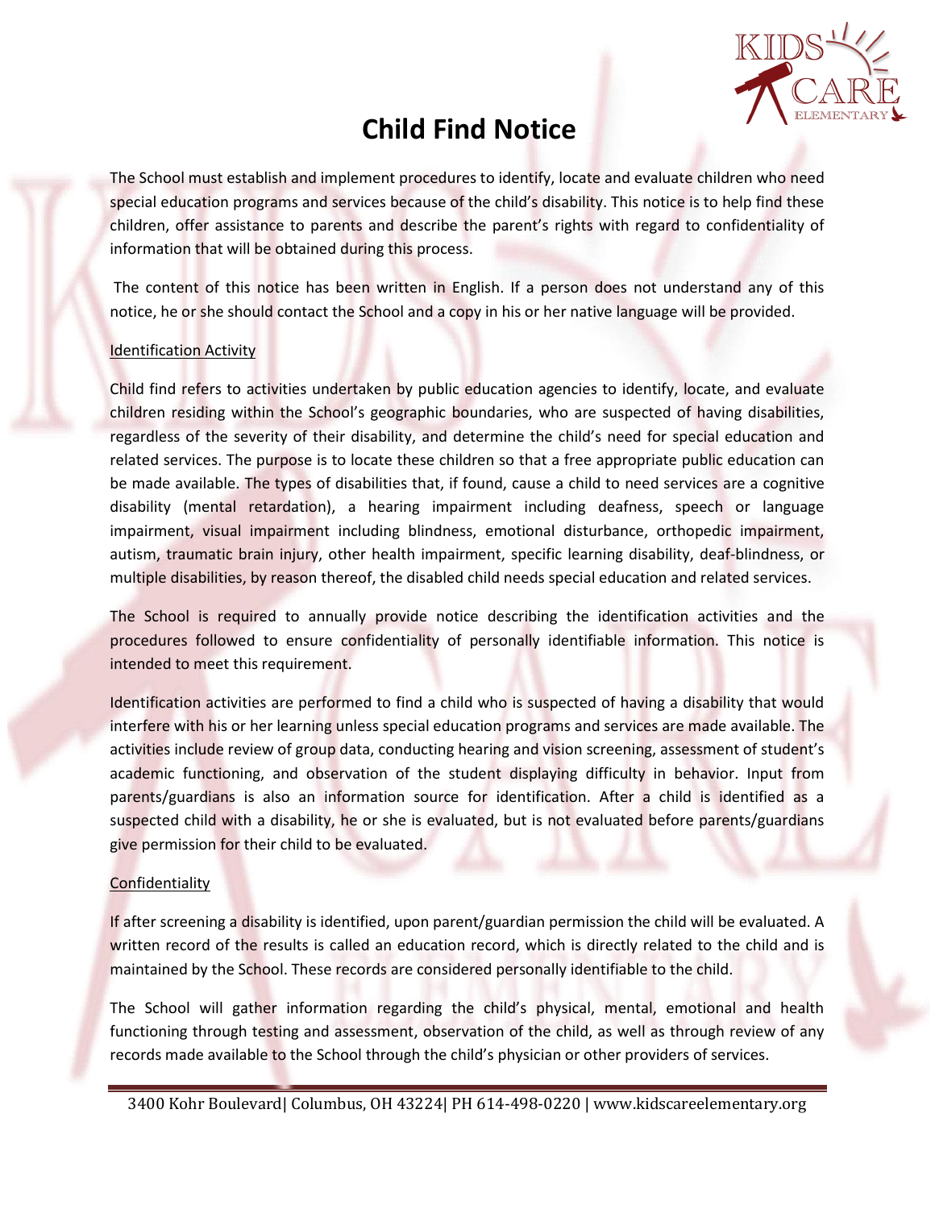# Child Find Notice

The School must establish and implement procedures to identify, locate and evaluate children who need special education programs and services because of the child's disability. This notice is to help find these children, offer assistance to parents and describe the parent's rights with regard to confidentiality of information that will be obtained during this process.

The content of this notice has been written in English. If a person does not understand any of this notice, he or she should contact the School and a copy in his or her native language will be provided.

## Identification Activity

Child find refers to activities undertaken by public education agencies to identify, locate, and evaluate children residing within the School's geographic boundaries, who are suspected of having disabilities, regardless of the severity of their disability, and determine the child's need for special education and related services. The purpose is to locate these children so that a free appropriate public education can be made available. The types of disabilities that, if found, cause a child to need services are a cognitive disability (mental retardation), a hearing impairment including deafness, speech or language impairment, visual impairment including blindness, emotional disturbance, orthopedic impairment, autism, traumatic brain injury, other health impairment, specific learning disability, deaf-blindness, or multiple disabilities, by reason thereof, the disabled child needs special education and related services.

The School is required to annually provide notice describing the identification activities and the procedures followed to ensure confidentiality of personally identifiable information. This notice is intended to meet this requirement.

Identification activities are performed to find a child who is suspected of having a disability that would interfere with his or her learning unless special education programs and services are made available. The activities include review of group data, conducting hearing and vision screening, assessment of student's academic functioning, and observation of the student displaying difficulty in behavior. Input from parents/guardians is also an information source for identification. After a child is identified as a suspected child with a disability, he or she is evaluated, but is not evaluated before parents/guardians give permission for their child to be evaluated.

## Confidentiality

If after screening a disability is identified, upon parent/guardian permission the child will be evaluated. A written record of the results is called an education record, which is directly related to the child and is maintained by the School. These records are considered personally identifiable to the child.

The School will gather information regarding the child's physical, mental, emotional and health functioning through testing and assessment, observation of the child, as well as through review of any records made available to the School through the child's physician or other providers of services.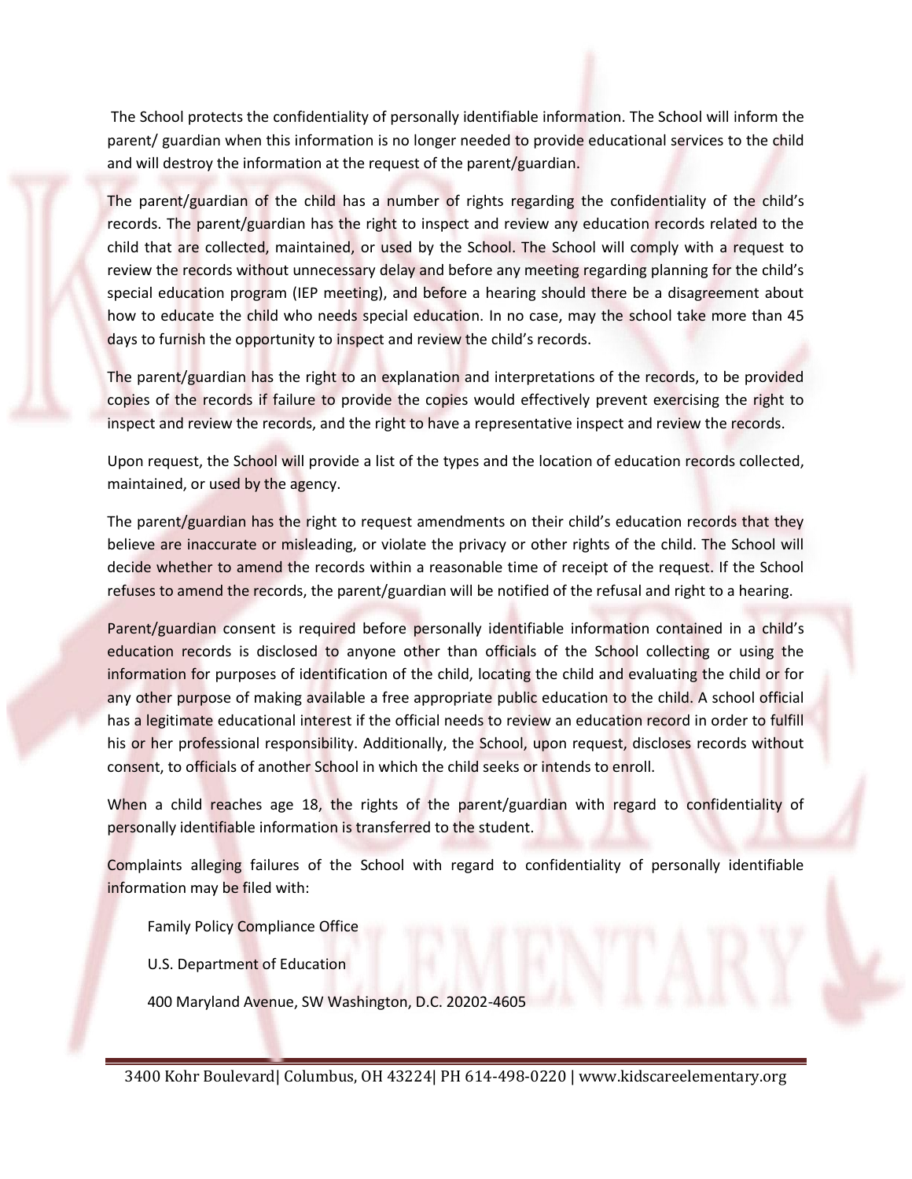The School protects the confidentiality of personally identifiable information. The School will inform the parent/ guardian when this information is no longer needed to provide educational services to the child and will destroy the information at the request of the parent/guardian.

The parent/guardian of the child has a number of rights regarding the confidentiality of the child's records. The parent/guardian has the right to inspect and review any education records related to the child that are collected, maintained, or used by the School. The School will comply with a request to review the records without unnecessary delay and before any meeting regarding planning for the child's special education program (IEP meeting), and before a hearing should there be a disagreement about how to educate the child who needs special education. In no case, may the school take more than 45 days to furnish the opportunity to inspect and review the child's records.

The parent/guardian has the right to an explanation and interpretations of the records, to be provided copies of the records if failure to provide the copies would effectively prevent exercising the right to inspect and review the records, and the right to have a representative inspect and review the records.

Upon request, the School will provide a list of the types and the location of education records collected, maintained, or used by the agency.

The parent/guardian has the right to request amendments on their child's education records that they believe are inaccurate or misleading, or violate the privacy or other rights of the child. The School will decide whether to amend the records within a reasonable time of receipt of the request. If the School refuses to amend the records, the parent/guardian will be notified of the refusal and right to a hearing.

Parent/guardian consent is required before personally identifiable information contained in a child's education records is disclosed to anyone other than officials of the School collecting or using the information for purposes of identification of the child, locating the child and evaluating the child or for any other purpose of making available a free appropriate public education to the child. A school official has a legitimate educational interest if the official needs to review an education record in order to fulfill his or her professional responsibility. Additionally, the School, upon request, discloses records without consent, to officials of another School in which the child seeks or intends to enroll.

When a child reaches age 18, the rights of the parent/guardian with regard to confidentiality of personally identifiable information is transferred to the student.

Complaints alleging failures of the School with regard to confidentiality of personally identifiable information may be filed with:

Family Policy Compliance Office

U.S. Department of Education

400 Maryland Avenue, SW Washington, D.C. 20202-4605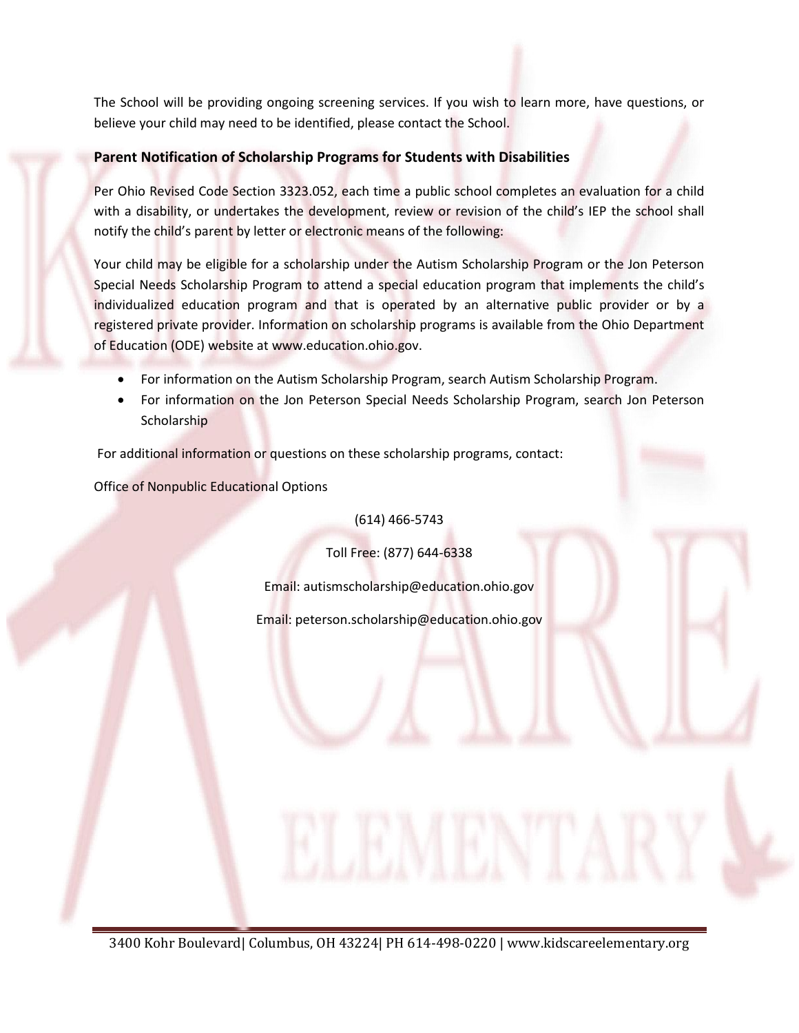The School will be providing ongoing screening services. If you wish to learn more, have questions, or believe your child may need to be identified, please contact the School.

**Parent Notification of Scholarship Programs for Students with Disabilities**

Per Ohio Revised Code Section 3323.052, each time a public school completes an evaluation for a child with a disability, or undertakes the development, review or revision of the child's IEP the school shall notify the child's parent by letter or electronic means of the following:

Your child may be eligible for a scholarship under the Autism Scholarship Program or the Jon Peterson Special Needs Scholarship Program to attend a special education program that implements the child's individualized education program and that is operated by an alternative public provider or by a registered private provider. Information on scholarship programs is available from the Ohio Department of Education (ODE) website at www.education.ohio.gov.

- For information on the Autism Scholarship Program, search Autism Scholarship Program.
- For information on the Jon Peterson Special Needs Scholarship Program, search Jon Peterson Scholarship

For additional information or questions on these scholarship programs, contact:

Office of Nonpublic Educational Options

(614) 466-5743

Toll Free: (877) 644-6338

Email: autismscholarship@education.ohio.gov

Email: peterson.scholarship@education.ohio.gov